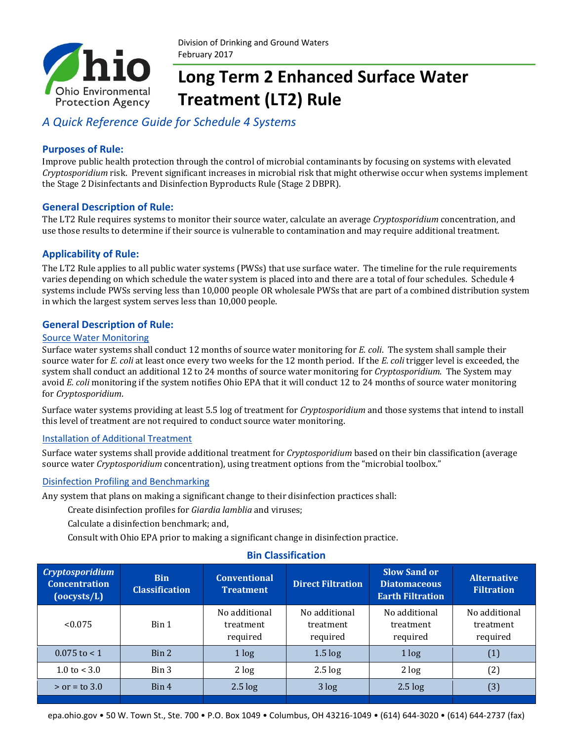Division of Drinking and Ground Waters
February 2017

# Long Term 2 Enhanced Surface Water Treatment (LT2) Rule

*A Quick Reference Guide for Schedule 4 Systems*

## Purposes of Rule:

Improve public health protection through the control of microbial contaminants by focusing on systems with elevated *Cryptosporidium* risk. Prevent significant increases in microbial risk that might otherwise occur when systems implement the Stage 2 Disinfectants and Disinfection Byproducts Rule (Stage 2 DBPR).

## General Description of Rule:

The LT2 Rule requires systems to monitor their source water, calculate an average *Cryptosporidium* concentration, and use those results to determine if their source is vulnerable to contamination and may require additional treatment.

## Applicability of Rule:

The LT2 Rule applies to all public water systems (PWSs) that use surface water. The timeline for the rule requirements varies depending on which schedule the water system is placed into and there are a total of four schedules. Schedule 4 systems include PWSs serving less than 10,000 people OR wholesale PWSs that are part of a combined distribution system in which the largest system serves less than 10,000 people.

## General Description of Rule:

### Source Water Monitoring

Surface water systems shall conduct 12 months of source water monitoring for *E. coli*. The system shall sample their source water for *E. coli* at least once every two weeks for the 12 month period. If the *E. coli* trigger level is exceeded, the system shall conduct an additional 12 to 24 months of source water monitoring for *Cryptosporidium*. The System may avoid *E. coli* monitoring if the system notifies Ohio EPA that it will conduct 12 to 24 months of source water monitoring for *Cryptosporidium*.

Surface water systems providing at least 5.5 log of treatment for *Cryptosporidium* and those systems that intend to install this level of treatment are not required to conduct source water monitoring.

### Installation of Additional Treatment

Surface water systems shall provide additional treatment for *Cryptosporidium* based on their bin classification (average source water *Cryptosporidium* concentration), using treatment options from the "microbial toolbox."

### Disinfection Profiling and Benchmarking

Any system that plans on making a significant change to their disinfection practices shall:

Create disinfection profiles for *Giardia lamblia* and viruses;

Calculate a disinfection benchmark; and,

Consult with Ohio EPA prior to making a significant change in disinfection practice.

### Bin Classification

| *Cryptosporidium* Concentration (oocysts/L) | Bin Classification | Conventional Treatment | Direct Filtration | Slow Sand or Diatomaceous Earth Filtration | Alternative Filtration |
|---|---|---|---|---|---|
| <0.075 | Bin 1 | No additional treatment required | No additional treatment required | No additional treatment required | No additional treatment required |
| 0.075 to < 1 | Bin 2 | 1 log | 1.5 log | 1 log | (1) |
| 1.0 to < 3.0 | Bin 3 | 2 log | 2.5 log | 2 log | (2) |
| > or = to 3.0 | Bin 4 | 2.5 log | 3 log | 2.5 log | (3) |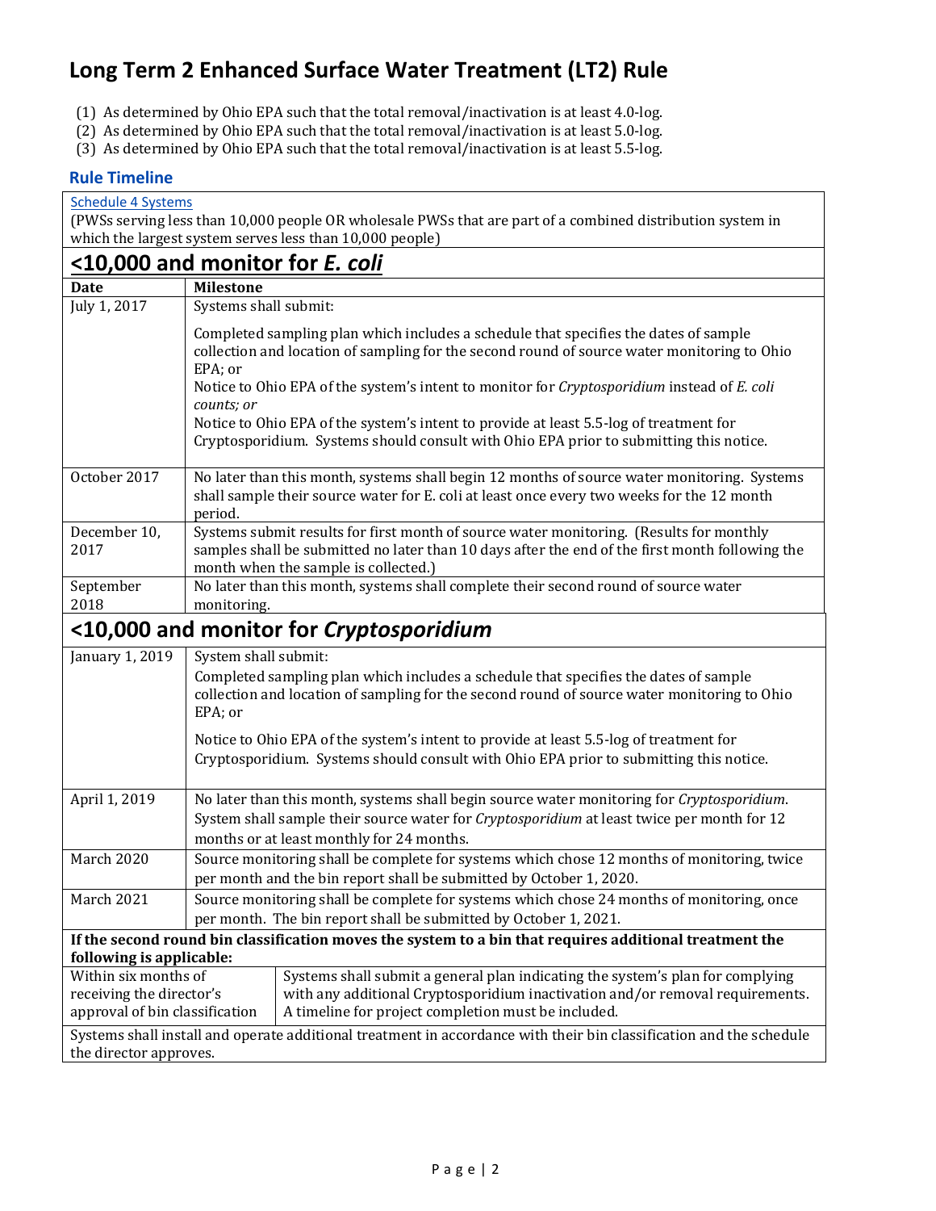# Long Term 2 Enhanced Surface Water Treatment (LT2) Rule

(1) As determined by Ohio EPA such that the total removal/inactivation is at least 4.0-log.
(2) As determined by Ohio EPA such that the total removal/inactivation is at least 5.0-log.
(3) As determined by Ohio EPA such that the total removal/inactivation is at least 5.5-log.

## Rule Timeline

Schedule 4 Systems
(PWSs serving less than 10,000 people OR wholesale PWSs that are part of a combined distribution system in which the largest system serves less than 10,000 people)

### <10,000 and monitor for *E. coli*

| Date | Milestone |
|---|---|
| July 1, 2017 | Systems shall submit:<br><br>Completed sampling plan which includes a schedule that specifies the dates of sample collection and location of sampling for the second round of source water monitoring to Ohio EPA; or<br>Notice to Ohio EPA of the system's intent to monitor for *Cryptosporidium* instead of *E. coli counts; or*<br>Notice to Ohio EPA of the system's intent to provide at least 5.5-log of treatment for Cryptosporidium. Systems should consult with Ohio EPA prior to submitting this notice. |
| October 2017 | No later than this month, systems shall begin 12 months of source water monitoring. Systems shall sample their source water for E. coli at least once every two weeks for the 12 month period. |
| December 10, 2017 | Systems submit results for first month of source water monitoring. (Results for monthly samples shall be submitted no later than 10 days after the end of the first month following the month when the sample is collected.) |
| September 2018 | No later than this month, systems shall complete their second round of source water monitoring. |

### <10,000 and monitor for *Cryptosporidium*

| Date | Milestone |
|---|---|
| January 1, 2019 | System shall submit:<br>Completed sampling plan which includes a schedule that specifies the dates of sample collection and location of sampling for the second round of source water monitoring to Ohio EPA; or<br><br>Notice to Ohio EPA of the system's intent to provide at least 5.5-log of treatment for Cryptosporidium. Systems should consult with Ohio EPA prior to submitting this notice. |
| April 1, 2019 | No later than this month, systems shall begin source water monitoring for *Cryptosporidium*. System shall sample their source water for *Cryptosporidium* at least twice per month for 12 months or at least monthly for 24 months. |
| March 2020 | Source monitoring shall be complete for systems which chose 12 months of monitoring, twice per month and the bin report shall be submitted by October 1, 2020. |
| March 2021 | Source monitoring shall be complete for systems which chose 24 months of monitoring, once per month. The bin report shall be submitted by October 1, 2021. |
| **If the second round bin classification moves the system to a bin that requires additional treatment the following is applicable:** | |
| Within six months of receiving the director's approval of bin classification | Systems shall submit a general plan indicating the system's plan for complying with any additional Cryptosporidium inactivation and/or removal requirements. A timeline for project completion must be included. |
| Systems shall install and operate additional treatment in accordance with their bin classification and the schedule the director approves. | |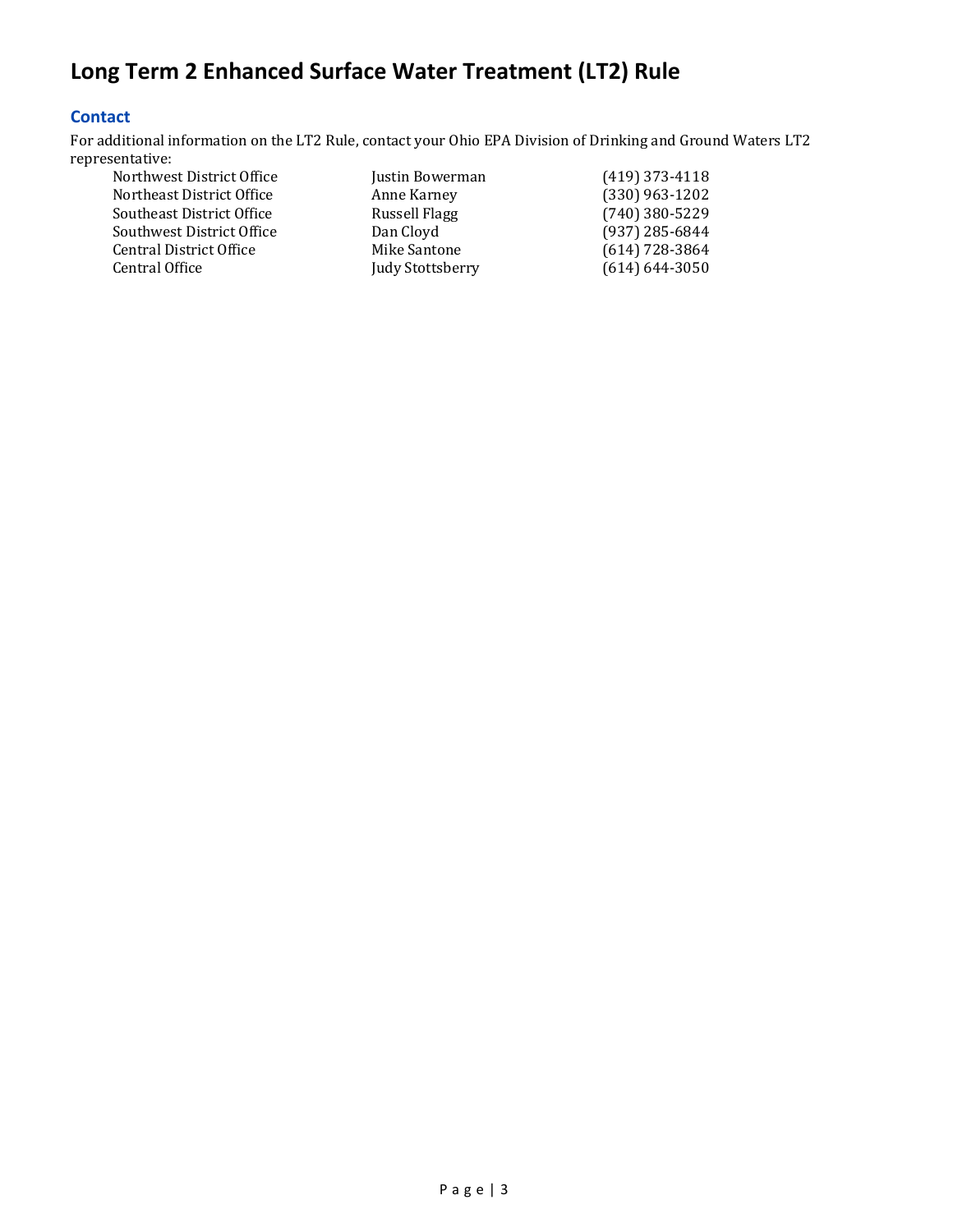# Long Term 2 Enhanced Surface Water Treatment (LT2) Rule

## Contact

For additional information on the LT2 Rule, contact your Ohio EPA Division of Drinking and Ground Waters LT2 representative:

| | | |
|---|---|---|
| Northwest District Office | Justin Bowerman | (419) 373-4118 |
| Northeast District Office | Anne Karney | (330) 963-1202 |
| Southeast District Office | Russell Flagg | (740) 380-5229 |
| Southwest District Office | Dan Cloyd | (937) 285-6844 |
| Central District Office | Mike Santone | (614) 728-3864 |
| Central Office | Judy Stottsberry | (614) 644-3050 |